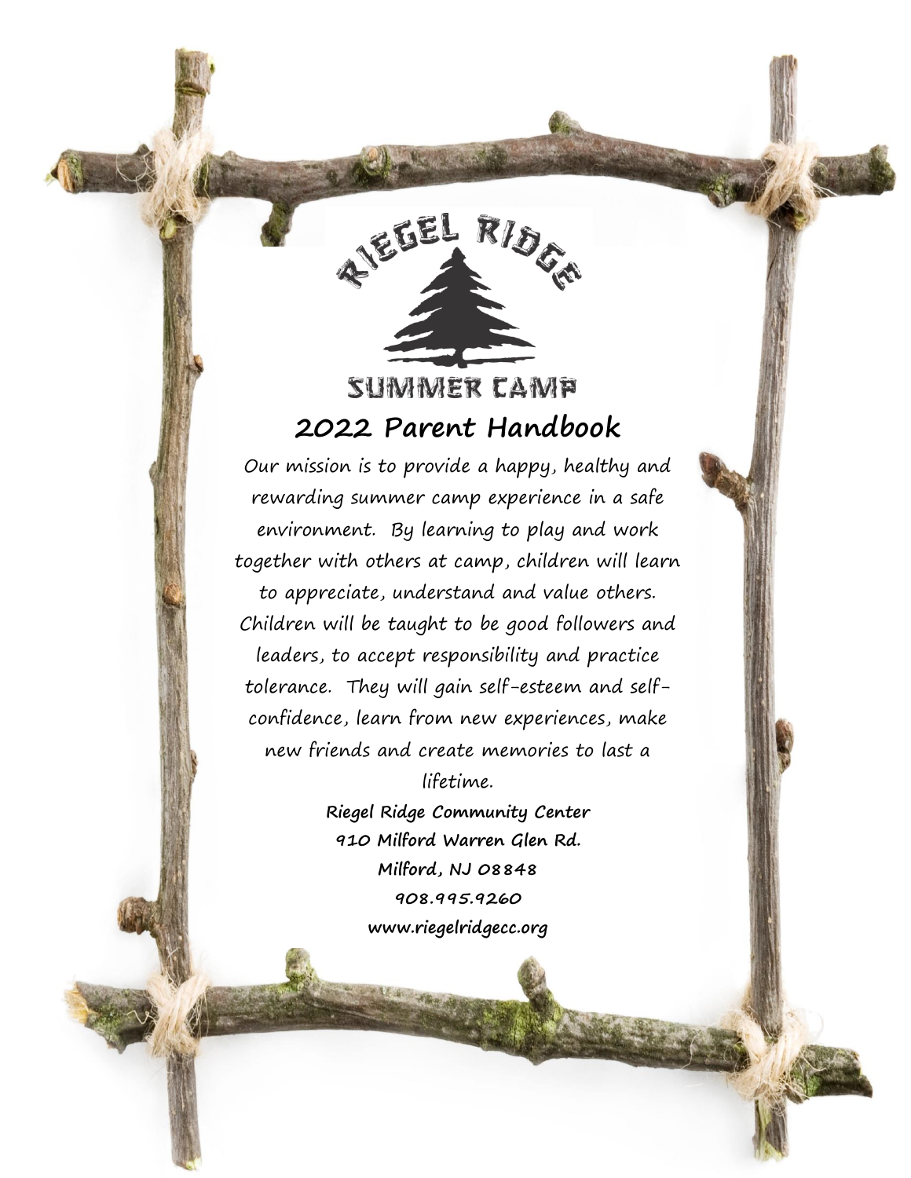# Riegel Ridge Summer Camp

## 2022 Parent Handbook

Our mission is to provide a happy, healthy and rewarding summer camp experience in a safe environment. By learning to play and work together with others at camp, children will learn to appreciate, understand and value others. Children will be taught to be good followers and leaders, to accept responsibility and practice tolerance. They will gain self-esteem and self-confidence, learn from new experiences, make new friends and create memories to last a lifetime.

**Riegel Ridge Community Center**
**910 Milford Warren Glen Rd.**
**Milford, NJ 08848**
**908.995.9260**
**www.riegelridgecc.org**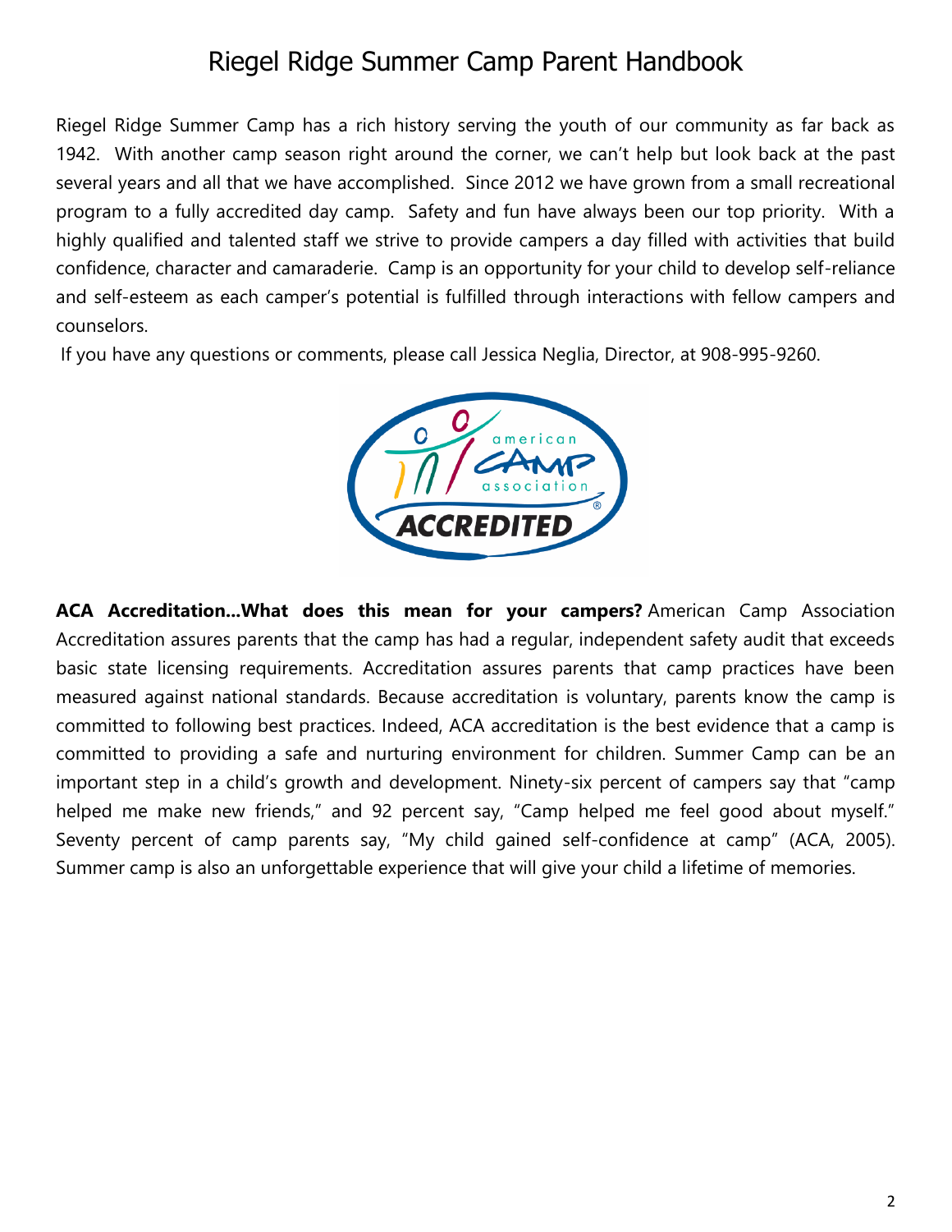# Riegel Ridge Summer Camp Parent Handbook

Riegel Ridge Summer Camp has a rich history serving the youth of our community as far back as 1942. With another camp season right around the corner, we can't help but look back at the past several years and all that we have accomplished. Since 2012 we have grown from a small recreational program to a fully accredited day camp. Safety and fun have always been our top priority. With a highly qualified and talented staff we strive to provide campers a day filled with activities that build confidence, character and camaraderie. Camp is an opportunity for your child to develop self-reliance and self-esteem as each camper's potential is fulfilled through interactions with fellow campers and counselors.

If you have any questions or comments, please call Jessica Neglia, Director, at 908-995-9260.

**ACA Accreditation…What does this mean for your campers?** American Camp Association Accreditation assures parents that the camp has had a regular, independent safety audit that exceeds basic state licensing requirements. Accreditation assures parents that camp practices have been measured against national standards. Because accreditation is voluntary, parents know the camp is committed to following best practices. Indeed, ACA accreditation is the best evidence that a camp is committed to providing a safe and nurturing environment for children. Summer Camp can be an important step in a child's growth and development. Ninety-six percent of campers say that "camp helped me make new friends," and 92 percent say, "Camp helped me feel good about myself." Seventy percent of camp parents say, "My child gained self-confidence at camp" (ACA, 2005). Summer camp is also an unforgettable experience that will give your child a lifetime of memories.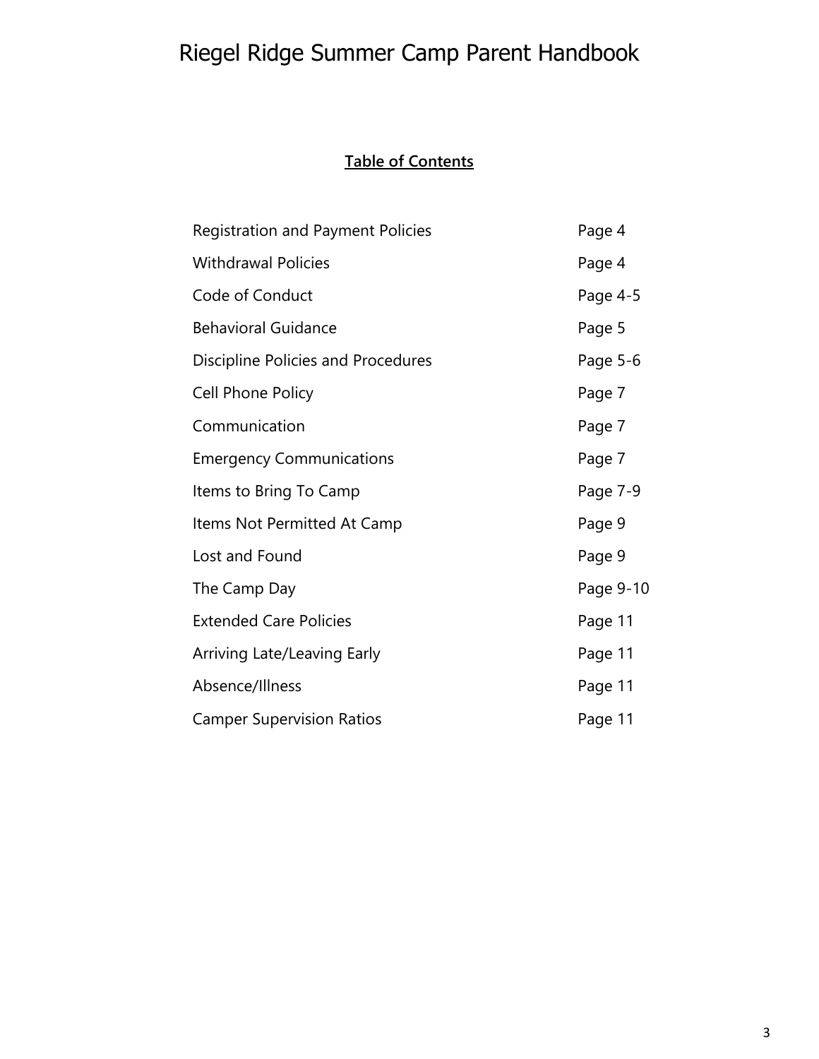# Riegel Ridge Summer Camp Parent Handbook

**Table of Contents**

| | |
|---|---|
| Registration and Payment Policies | Page 4 |
| Withdrawal Policies | Page 4 |
| Code of Conduct | Page 4-5 |
| Behavioral Guidance | Page 5 |
| Discipline Policies and Procedures | Page 5-6 |
| Cell Phone Policy | Page 7 |
| Communication | Page 7 |
| Emergency Communications | Page 7 |
| Items to Bring To Camp | Page 7-9 |
| Items Not Permitted At Camp | Page 9 |
| Lost and Found | Page 9 |
| The Camp Day | Page 9-10 |
| Extended Care Policies | Page 11 |
| Arriving Late/Leaving Early | Page 11 |
| Absence/Illness | Page 11 |
| Camper Supervision Ratios | Page 11 |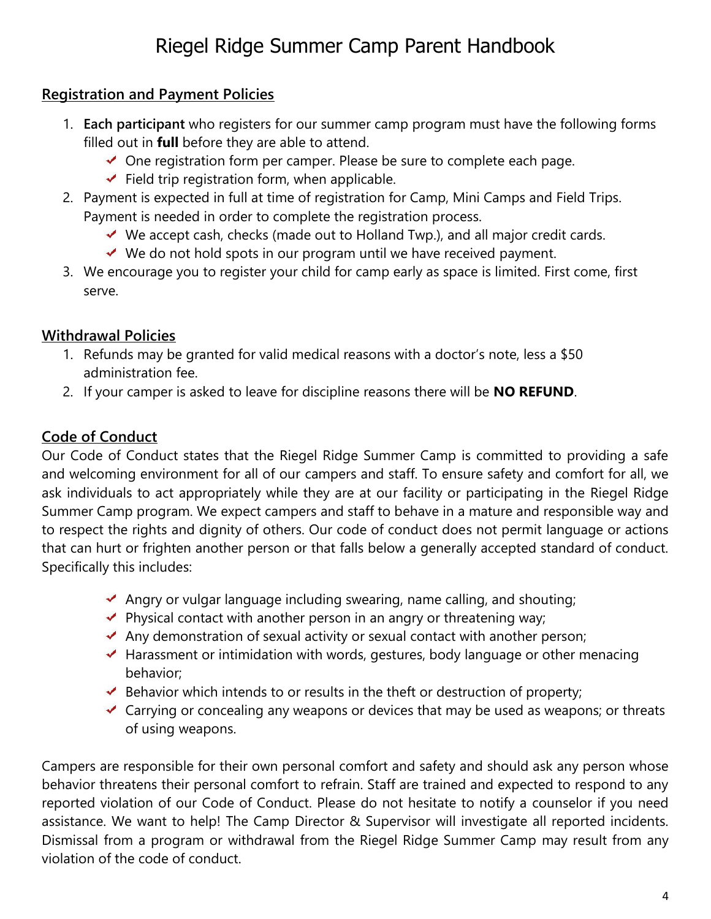# Riegel Ridge Summer Camp Parent Handbook

## Registration and Payment Policies

1. **Each participant** who registers for our summer camp program must have the following forms filled out in **full** before they are able to attend.
   - ✔ One registration form per camper. Please be sure to complete each page.
   - ✔ Field trip registration form, when applicable.
2. Payment is expected in full at time of registration for Camp, Mini Camps and Field Trips. Payment is needed in order to complete the registration process.
   - ✔ We accept cash, checks (made out to Holland Twp.), and all major credit cards.
   - ✔ We do not hold spots in our program until we have received payment.
3. We encourage you to register your child for camp early as space is limited. First come, first serve.

## Withdrawal Policies

1. Refunds may be granted for valid medical reasons with a doctor's note, less a $50 administration fee.
2. If your camper is asked to leave for discipline reasons there will be **NO REFUND**.

## Code of Conduct

Our Code of Conduct states that the Riegel Ridge Summer Camp is committed to providing a safe and welcoming environment for all of our campers and staff. To ensure safety and comfort for all, we ask individuals to act appropriately while they are at our facility or participating in the Riegel Ridge Summer Camp program. We expect campers and staff to behave in a mature and responsible way and to respect the rights and dignity of others. Our code of conduct does not permit language or actions that can hurt or frighten another person or that falls below a generally accepted standard of conduct. Specifically this includes:

- ✔ Angry or vulgar language including swearing, name calling, and shouting;
- ✔ Physical contact with another person in an angry or threatening way;
- ✔ Any demonstration of sexual activity or sexual contact with another person;
- ✔ Harassment or intimidation with words, gestures, body language or other menacing behavior;
- ✔ Behavior which intends to or results in the theft or destruction of property;
- ✔ Carrying or concealing any weapons or devices that may be used as weapons; or threats of using weapons.

Campers are responsible for their own personal comfort and safety and should ask any person whose behavior threatens their personal comfort to refrain. Staff are trained and expected to respond to any reported violation of our Code of Conduct. Please do not hesitate to notify a counselor if you need assistance. We want to help! The Camp Director & Supervisor will investigate all reported incidents. Dismissal from a program or withdrawal from the Riegel Ridge Summer Camp may result from any violation of the code of conduct.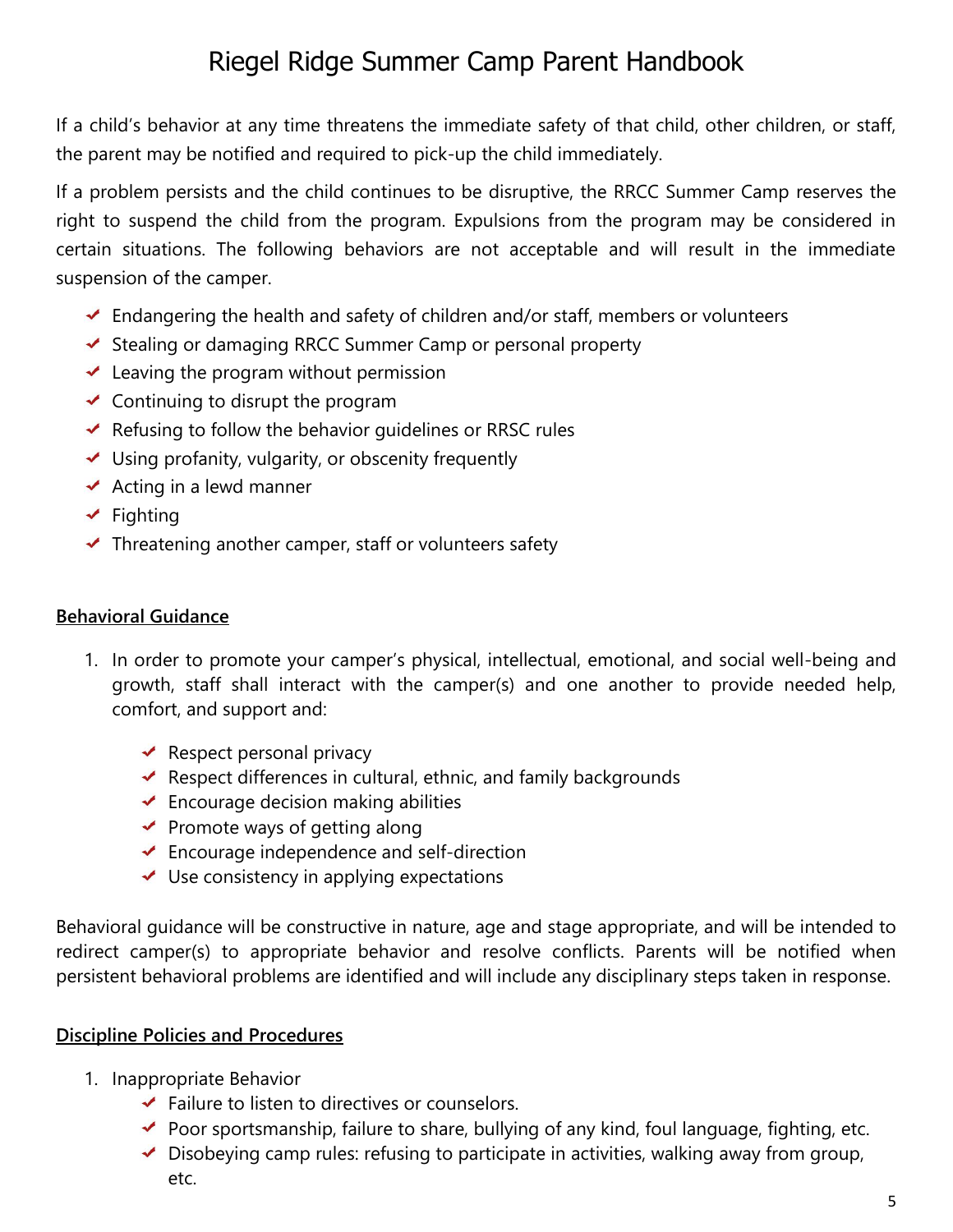If a child's behavior at any time threatens the immediate safety of that child, other children, or staff, the parent may be notified and required to pick-up the child immediately.

If a problem persists and the child continues to be disruptive, the RRCC Summer Camp reserves the right to suspend the child from the program. Expulsions from the program may be considered in certain situations. The following behaviors are not acceptable and will result in the immediate suspension of the camper.

- Endangering the health and safety of children and/or staff, members or volunteers
- Stealing or damaging RRCC Summer Camp or personal property
- Leaving the program without permission
- Continuing to disrupt the program
- Refusing to follow the behavior guidelines or RRSC rules
- Using profanity, vulgarity, or obscenity frequently
- Acting in a lewd manner
- Fighting
- Threatening another camper, staff or volunteers safety

**Behavioral Guidance**

1. In order to promote your camper's physical, intellectual, emotional, and social well-being and growth, staff shall interact with the camper(s) and one another to provide needed help, comfort, and support and:
   - Respect personal privacy
   - Respect differences in cultural, ethnic, and family backgrounds
   - Encourage decision making abilities
   - Promote ways of getting along
   - Encourage independence and self-direction
   - Use consistency in applying expectations

Behavioral guidance will be constructive in nature, age and stage appropriate, and will be intended to redirect camper(s) to appropriate behavior and resolve conflicts. Parents will be notified when persistent behavioral problems are identified and will include any disciplinary steps taken in response.

**Discipline Policies and Procedures**

1. Inappropriate Behavior
   - Failure to listen to directives or counselors.
   - Poor sportsmanship, failure to share, bullying of any kind, foul language, fighting, etc.
   - Disobeying camp rules: refusing to participate in activities, walking away from group, etc.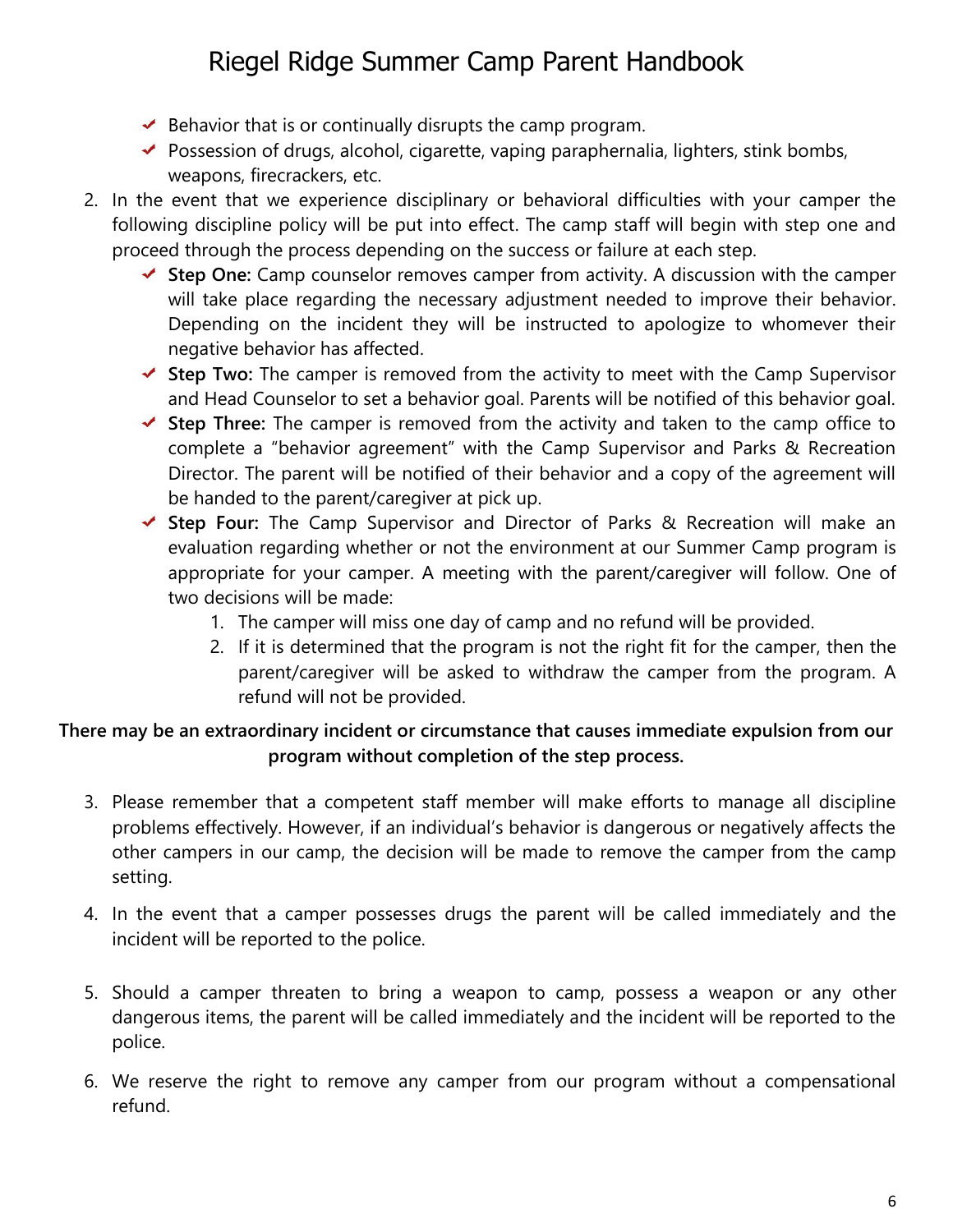- Behavior that is or continually disrupts the camp program.
- Possession of drugs, alcohol, cigarette, vaping paraphernalia, lighters, stink bombs, weapons, firecrackers, etc.

2. In the event that we experience disciplinary or behavioral difficulties with your camper the following discipline policy will be put into effect. The camp staff will begin with step one and proceed through the process depending on the success or failure at each step.
   - **Step One:** Camp counselor removes camper from activity. A discussion with the camper will take place regarding the necessary adjustment needed to improve their behavior. Depending on the incident they will be instructed to apologize to whomever their negative behavior has affected.
   - **Step Two:** The camper is removed from the activity to meet with the Camp Supervisor and Head Counselor to set a behavior goal. Parents will be notified of this behavior goal.
   - **Step Three:** The camper is removed from the activity and taken to the camp office to complete a "behavior agreement" with the Camp Supervisor and Parks & Recreation Director. The parent will be notified of their behavior and a copy of the agreement will be handed to the parent/caregiver at pick up.
   - **Step Four:** The Camp Supervisor and Director of Parks & Recreation will make an evaluation regarding whether or not the environment at our Summer Camp program is appropriate for your camper. A meeting with the parent/caregiver will follow. One of two decisions will be made:
     1. The camper will miss one day of camp and no refund will be provided.
     2. If it is determined that the program is not the right fit for the camper, then the parent/caregiver will be asked to withdraw the camper from the program. A refund will not be provided.

**There may be an extraordinary incident or circumstance that causes immediate expulsion from our program without completion of the step process.**

3. Please remember that a competent staff member will make efforts to manage all discipline problems effectively. However, if an individual's behavior is dangerous or negatively affects the other campers in our camp, the decision will be made to remove the camper from the camp setting.

4. In the event that a camper possesses drugs the parent will be called immediately and the incident will be reported to the police.

5. Should a camper threaten to bring a weapon to camp, possess a weapon or any other dangerous items, the parent will be called immediately and the incident will be reported to the police.

6. We reserve the right to remove any camper from our program without a compensational refund.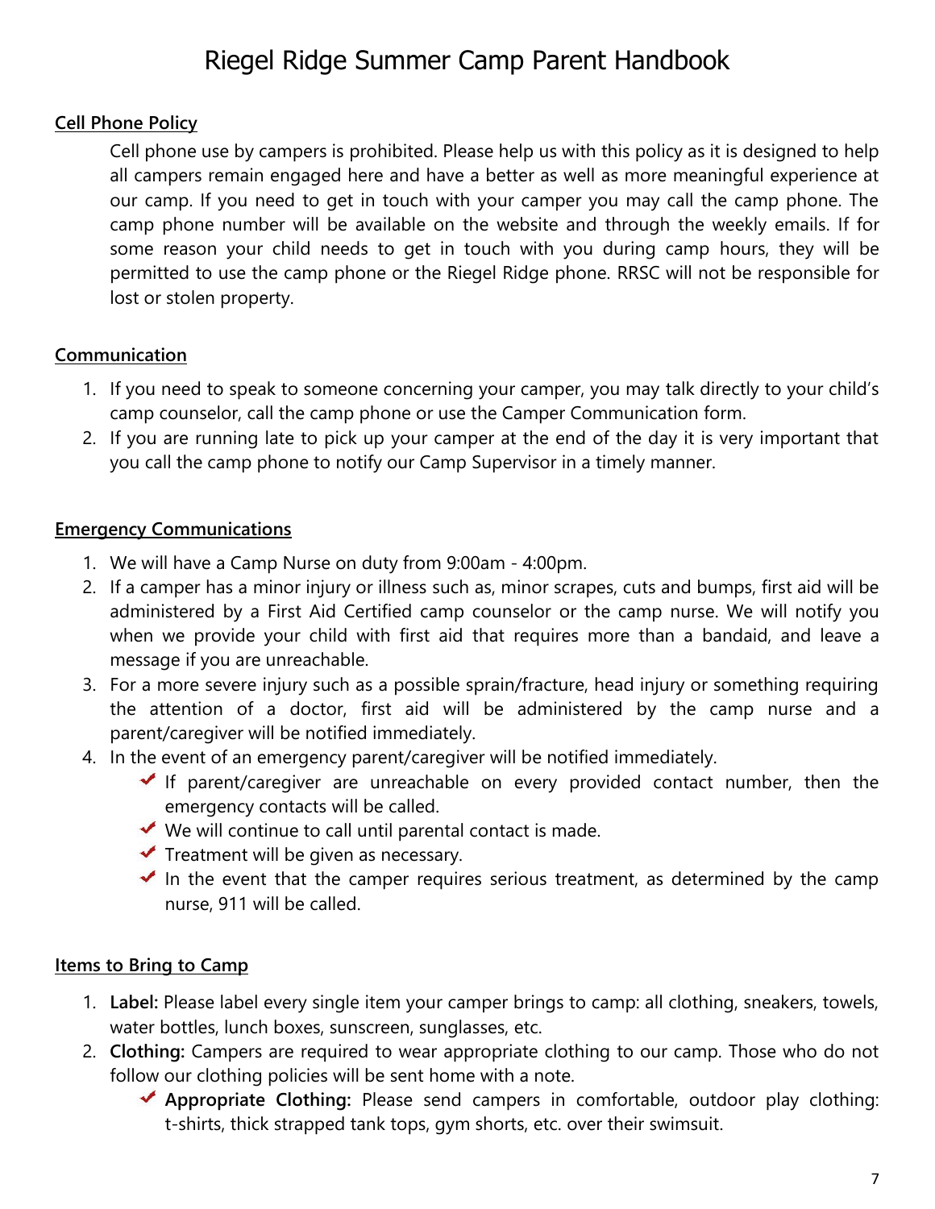# Riegel Ridge Summer Camp Parent Handbook

## Cell Phone Policy

Cell phone use by campers is prohibited. Please help us with this policy as it is designed to help all campers remain engaged here and have a better as well as more meaningful experience at our camp. If you need to get in touch with your camper you may call the camp phone. The camp phone number will be available on the website and through the weekly emails. If for some reason your child needs to get in touch with you during camp hours, they will be permitted to use the camp phone or the Riegel Ridge phone. RRSC will not be responsible for lost or stolen property.

## Communication

1. If you need to speak to someone concerning your camper, you may talk directly to your child's camp counselor, call the camp phone or use the Camper Communication form.
2. If you are running late to pick up your camper at the end of the day it is very important that you call the camp phone to notify our Camp Supervisor in a timely manner.

## Emergency Communications

1. We will have a Camp Nurse on duty from 9:00am - 4:00pm.
2. If a camper has a minor injury or illness such as, minor scrapes, cuts and bumps, first aid will be administered by a First Aid Certified camp counselor or the camp nurse. We will notify you when we provide your child with first aid that requires more than a bandaid, and leave a message if you are unreachable.
3. For a more severe injury such as a possible sprain/fracture, head injury or something requiring the attention of a doctor, first aid will be administered by the camp nurse and a parent/caregiver will be notified immediately.
4. In the event of an emergency parent/caregiver will be notified immediately.
   - ✔ If parent/caregiver are unreachable on every provided contact number, then the emergency contacts will be called.
   - ✔ We will continue to call until parental contact is made.
   - ✔ Treatment will be given as necessary.
   - ✔ In the event that the camper requires serious treatment, as determined by the camp nurse, 911 will be called.

## Items to Bring to Camp

1. **Label:** Please label every single item your camper brings to camp: all clothing, sneakers, towels, water bottles, lunch boxes, sunscreen, sunglasses, etc.
2. **Clothing:** Campers are required to wear appropriate clothing to our camp. Those who do not follow our clothing policies will be sent home with a note.
   - ✔ **Appropriate Clothing:** Please send campers in comfortable, outdoor play clothing: t-shirts, thick strapped tank tops, gym shorts, etc. over their swimsuit.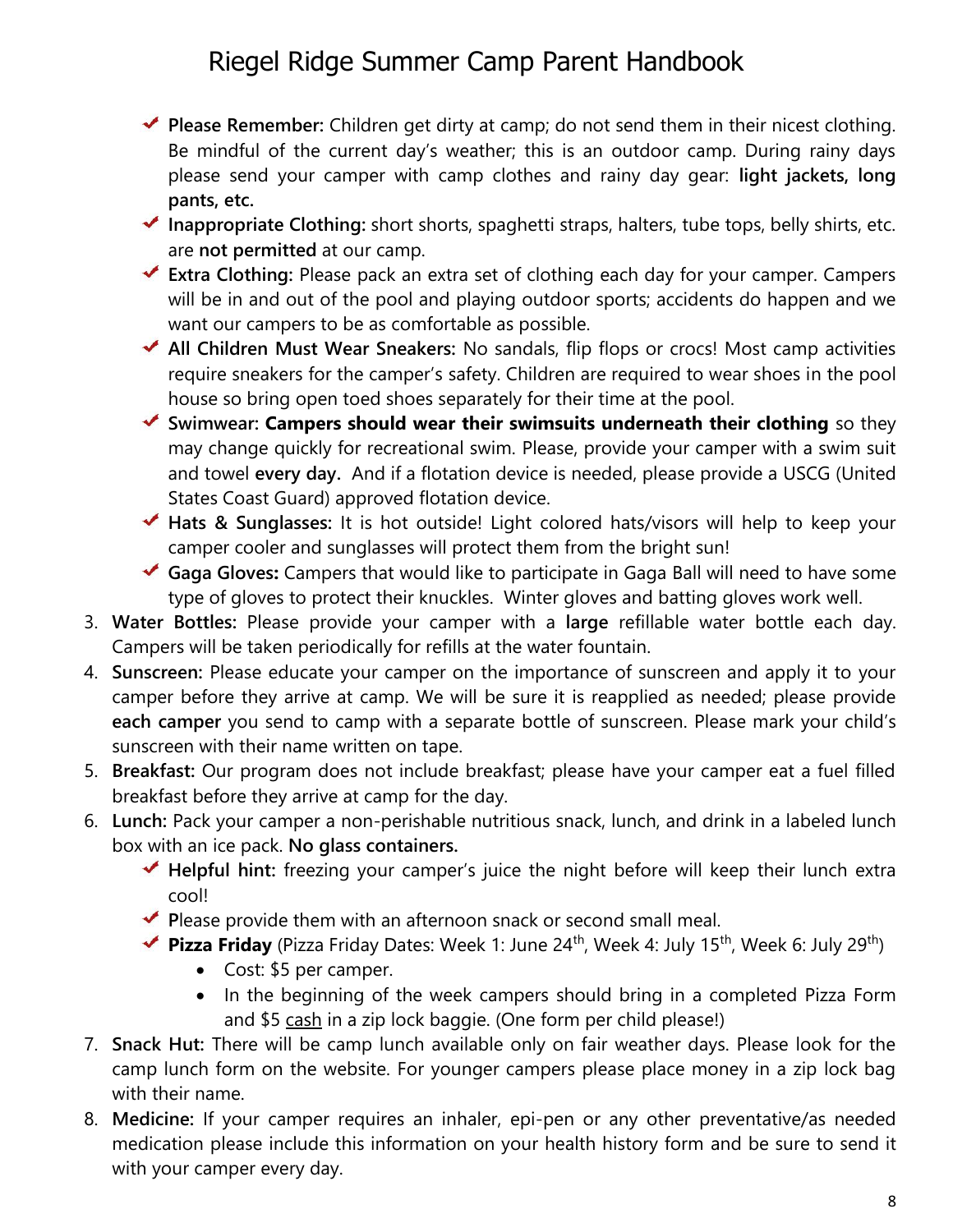- ✔ **Please Remember:** Children get dirty at camp; do not send them in their nicest clothing. Be mindful of the current day's weather; this is an outdoor camp. During rainy days please send your camper with camp clothes and rainy day gear: **light jackets, long pants, etc.**
- ✔ **Inappropriate Clothing:** short shorts, spaghetti straps, halters, tube tops, belly shirts, etc. are **not permitted** at our camp.
- ✔ **Extra Clothing:** Please pack an extra set of clothing each day for your camper. Campers will be in and out of the pool and playing outdoor sports; accidents do happen and we want our campers to be as comfortable as possible.
- ✔ **All Children Must Wear Sneakers:** No sandals, flip flops or crocs! Most camp activities require sneakers for the camper's safety. Children are required to wear shoes in the pool house so bring open toed shoes separately for their time at the pool.
- ✔ **Swimwear: Campers should wear their swimsuits underneath their clothing** so they may change quickly for recreational swim. Please, provide your camper with a swim suit and towel **every day.** And if a flotation device is needed, please provide a USCG (United States Coast Guard) approved flotation device.
- ✔ **Hats & Sunglasses:** It is hot outside! Light colored hats/visors will help to keep your camper cooler and sunglasses will protect them from the bright sun!
- ✔ **Gaga Gloves:** Campers that would like to participate in Gaga Ball will need to have some type of gloves to protect their knuckles. Winter gloves and batting gloves work well.

3. **Water Bottles:** Please provide your camper with a **large** refillable water bottle each day. Campers will be taken periodically for refills at the water fountain.
4. **Sunscreen:** Please educate your camper on the importance of sunscreen and apply it to your camper before they arrive at camp. We will be sure it is reapplied as needed; please provide **each camper** you send to camp with a separate bottle of sunscreen. Please mark your child's sunscreen with their name written on tape.
5. **Breakfast:** Our program does not include breakfast; please have your camper eat a fuel filled breakfast before they arrive at camp for the day.
6. **Lunch:** Pack your camper a non-perishable nutritious snack, lunch, and drink in a labeled lunch box with an ice pack. **No glass containers.**
   - ✔ **Helpful hint:** freezing your camper's juice the night before will keep their lunch extra cool!
   - ✔ Please provide them with an afternoon snack or second small meal.
   - ✔ **Pizza Friday** (Pizza Friday Dates: Week 1: June 24th, Week 4: July 15th, Week 6: July 29th)
     - Cost: $5 per camper.
     - In the beginning of the week campers should bring in a completed Pizza Form and $5 <u>cash</u> in a zip lock baggie. (One form per child please!)
7. **Snack Hut:** There will be camp lunch available only on fair weather days. Please look for the camp lunch form on the website. For younger campers please place money in a zip lock bag with their name.
8. **Medicine:** If your camper requires an inhaler, epi-pen or any other preventative/as needed medication please include this information on your health history form and be sure to send it with your camper every day.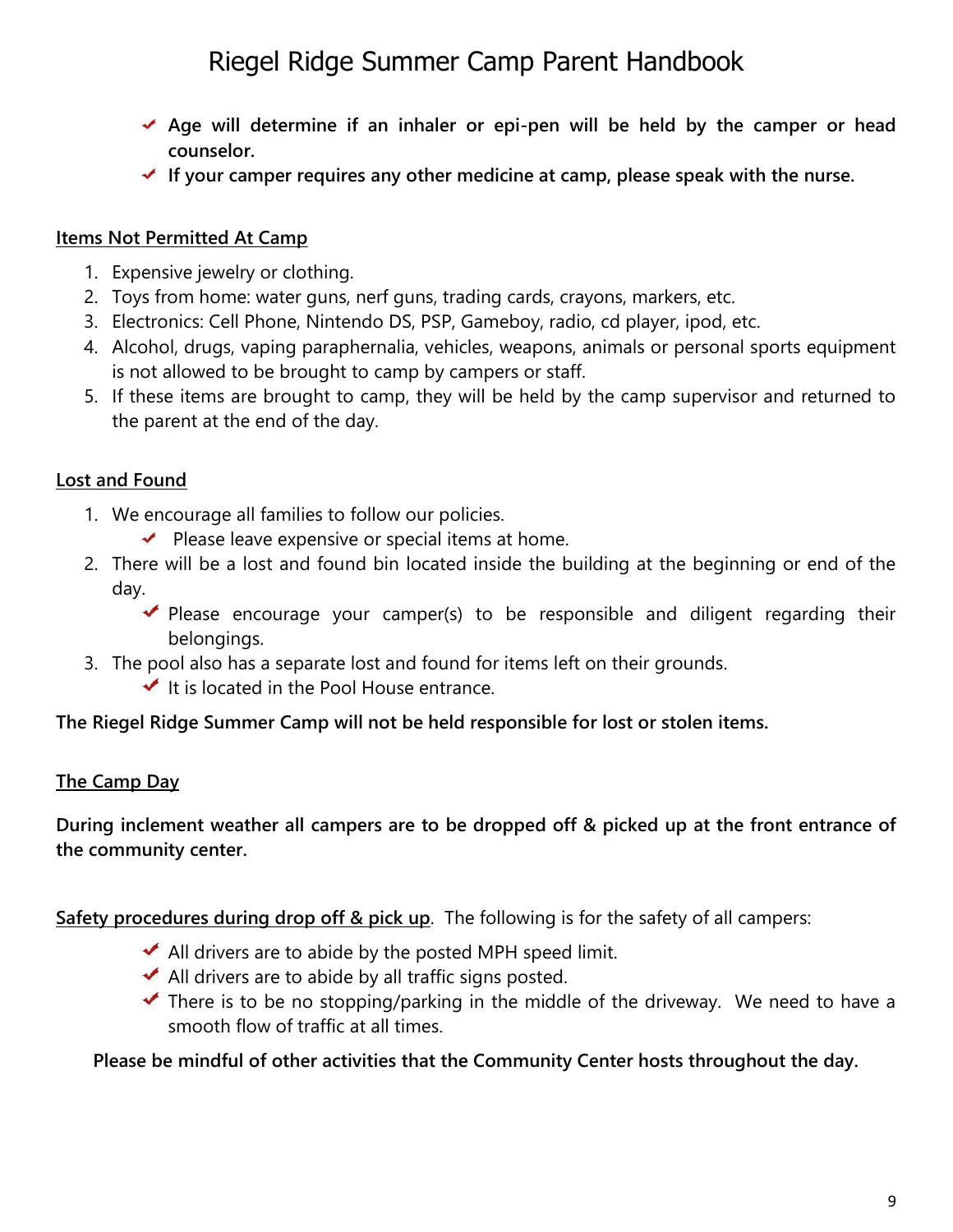- **Age will determine if an inhaler or epi-pen will be held by the camper or head counselor.**
- **If your camper requires any other medicine at camp, please speak with the nurse.**

## Items Not Permitted At Camp

1. Expensive jewelry or clothing.
2. Toys from home: water guns, nerf guns, trading cards, crayons, markers, etc.
3. Electronics: Cell Phone, Nintendo DS, PSP, Gameboy, radio, cd player, ipod, etc.
4. Alcohol, drugs, vaping paraphernalia, vehicles, weapons, animals or personal sports equipment is not allowed to be brought to camp by campers or staff.
5. If these items are brought to camp, they will be held by the camp supervisor and returned to the parent at the end of the day.

## Lost and Found

1. We encourage all families to follow our policies.
   - Please leave expensive or special items at home.
2. There will be a lost and found bin located inside the building at the beginning or end of the day.
   - Please encourage your camper(s) to be responsible and diligent regarding their belongings.
3. The pool also has a separate lost and found for items left on their grounds.
   - It is located in the Pool House entrance.

**The Riegel Ridge Summer Camp will not be held responsible for lost or stolen items.**

## The Camp Day

**During inclement weather all campers are to be dropped off & picked up at the front entrance of the community center.**

Safety procedures during drop off & pick up. The following is for the safety of all campers:

- All drivers are to abide by the posted MPH speed limit.
- All drivers are to abide by all traffic signs posted.
- There is to be no stopping/parking in the middle of the driveway. We need to have a smooth flow of traffic at all times.

**Please be mindful of other activities that the Community Center hosts throughout the day.**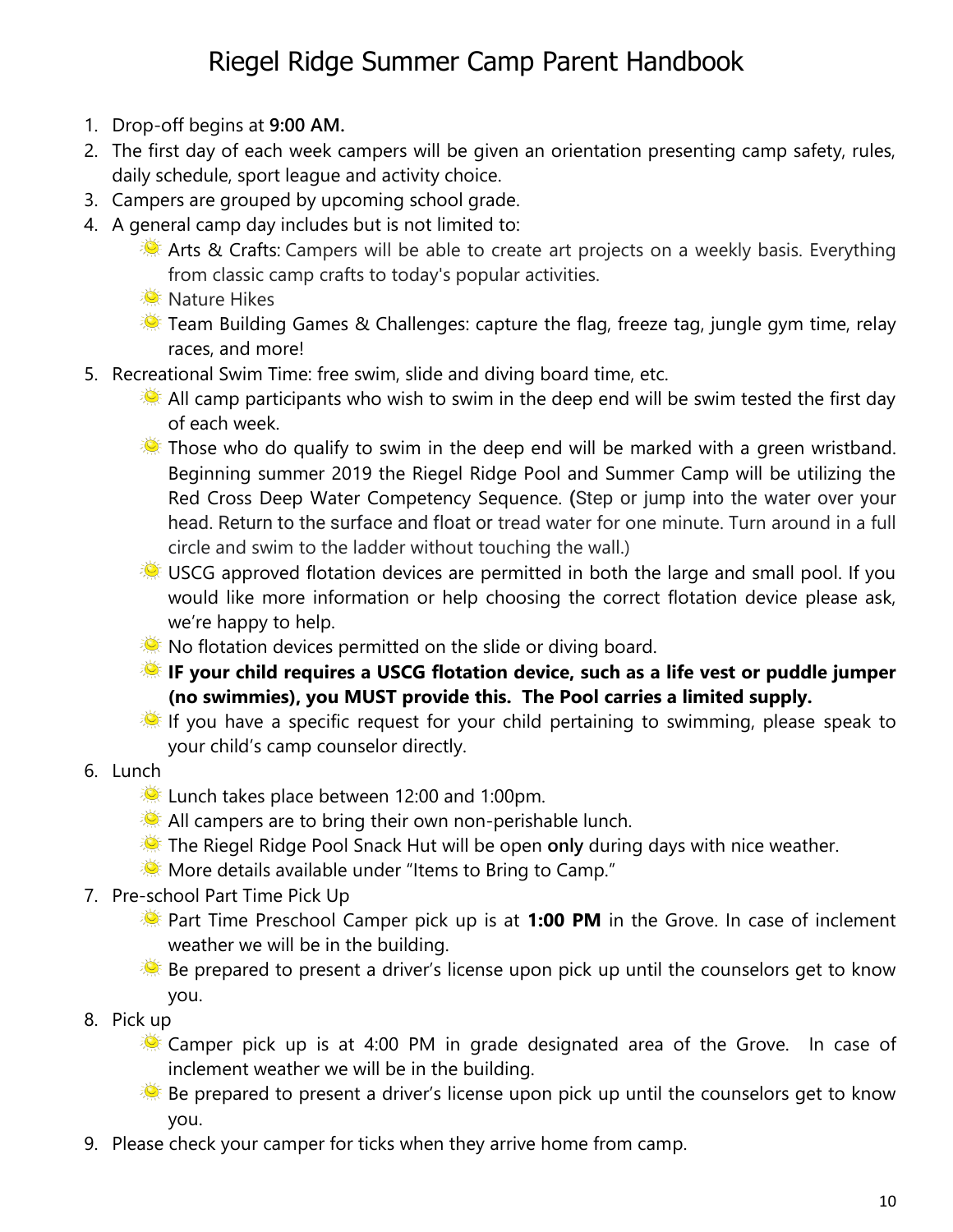# Riegel Ridge Summer Camp Parent Handbook

1. Drop-off begins at **9:00 AM.**
2. The first day of each week campers will be given an orientation presenting camp safety, rules, daily schedule, sport league and activity choice.
3. Campers are grouped by upcoming school grade.
4. A general camp day includes but is not limited to:
   - Arts & Crafts: Campers will be able to create art projects on a weekly basis. Everything from classic camp crafts to today's popular activities.
   - Nature Hikes
   - Team Building Games & Challenges: capture the flag, freeze tag, jungle gym time, relay races, and more!
5. Recreational Swim Time: free swim, slide and diving board time, etc.
   - All camp participants who wish to swim in the deep end will be swim tested the first day of each week.
   - Those who do qualify to swim in the deep end will be marked with a green wristband. Beginning summer 2019 the Riegel Ridge Pool and Summer Camp will be utilizing the Red Cross Deep Water Competency Sequence. (Step or jump into the water over your head. Return to the surface and float or tread water for one minute. Turn around in a full circle and swim to the ladder without touching the wall.)
   - USCG approved flotation devices are permitted in both the large and small pool. If you would like more information or help choosing the correct flotation device please ask, we're happy to help.
   - No flotation devices permitted on the slide or diving board.
   - **IF your child requires a USCG flotation device, such as a life vest or puddle jumper (no swimmies), you MUST provide this. The Pool carries a limited supply.**
   - If you have a specific request for your child pertaining to swimming, please speak to your child's camp counselor directly.
6. Lunch
   - Lunch takes place between 12:00 and 1:00pm.
   - All campers are to bring their own non-perishable lunch.
   - The Riegel Ridge Pool Snack Hut will be open **only** during days with nice weather.
   - More details available under "Items to Bring to Camp."
7. Pre-school Part Time Pick Up
   - Part Time Preschool Camper pick up is at **1:00 PM** in the Grove. In case of inclement weather we will be in the building.
   - Be prepared to present a driver's license upon pick up until the counselors get to know you.
8. Pick up
   - Camper pick up is at 4:00 PM in grade designated area of the Grove. In case of inclement weather we will be in the building.
   - Be prepared to present a driver's license upon pick up until the counselors get to know you.
9. Please check your camper for ticks when they arrive home from camp.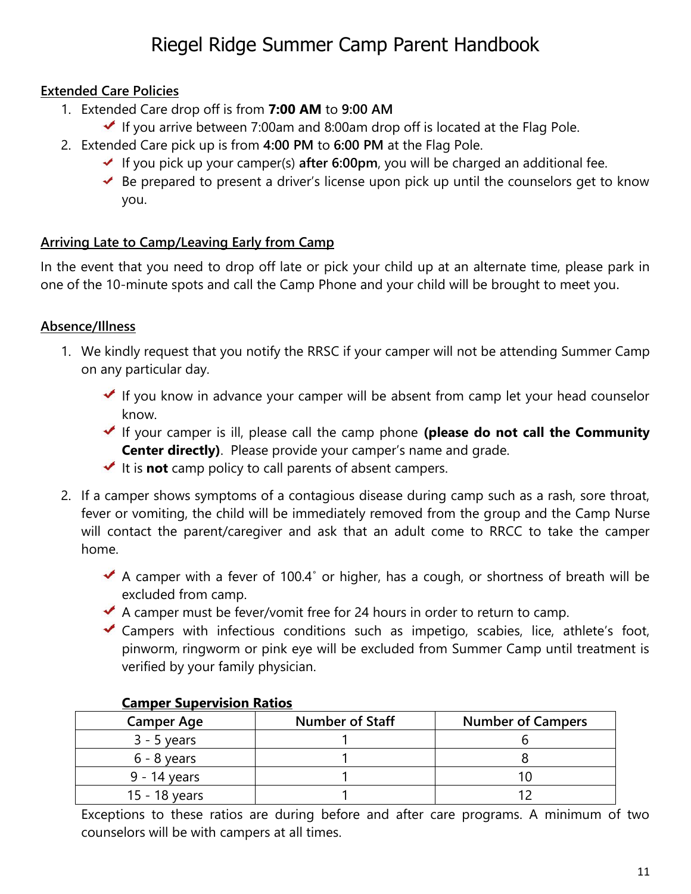# Riegel Ridge Summer Camp Parent Handbook

**Extended Care Policies**

1. Extended Care drop off is from **7:00 AM** to **9:00 AM**
   - ✔ If you arrive between 7:00am and 8:00am drop off is located at the Flag Pole.
2. Extended Care pick up is from **4:00 PM** to **6:00 PM** at the Flag Pole.
   - ✔ If you pick up your camper(s) **after 6:00pm**, you will be charged an additional fee.
   - ✔ Be prepared to present a driver's license upon pick up until the counselors get to know you.

**Arriving Late to Camp/Leaving Early from Camp**

In the event that you need to drop off late or pick your child up at an alternate time, please park in one of the 10-minute spots and call the Camp Phone and your child will be brought to meet you.

**Absence/Illness**

1. We kindly request that you notify the RRSC if your camper will not be attending Summer Camp on any particular day.
   - ✔ If you know in advance your camper will be absent from camp let your head counselor know.
   - ✔ If your camper is ill, please call the camp phone **(please do not call the Community Center directly)**. Please provide your camper's name and grade.
   - ✔ It is **not** camp policy to call parents of absent campers.
2. If a camper shows symptoms of a contagious disease during camp such as a rash, sore throat, fever or vomiting, the child will be immediately removed from the group and the Camp Nurse will contact the parent/caregiver and ask that an adult come to RRCC to take the camper home.
   - ✔ A camper with a fever of 100.4˚ or higher, has a cough, or shortness of breath will be excluded from camp.
   - ✔ A camper must be fever/vomit free for 24 hours in order to return to camp.
   - ✔ Campers with infectious conditions such as impetigo, scabies, lice, athlete's foot, pinworm, ringworm or pink eye will be excluded from Summer Camp until treatment is verified by your family physician.

**Camper Supervision Ratios**

| Camper Age | Number of Staff | Number of Campers |
|---|---|---|
| 3 - 5 years | 1 | 6 |
| 6 - 8 years | 1 | 8 |
| 9 - 14 years | 1 | 10 |
| 15 - 18 years | 1 | 12 |

Exceptions to these ratios are during before and after care programs. A minimum of two counselors will be with campers at all times.